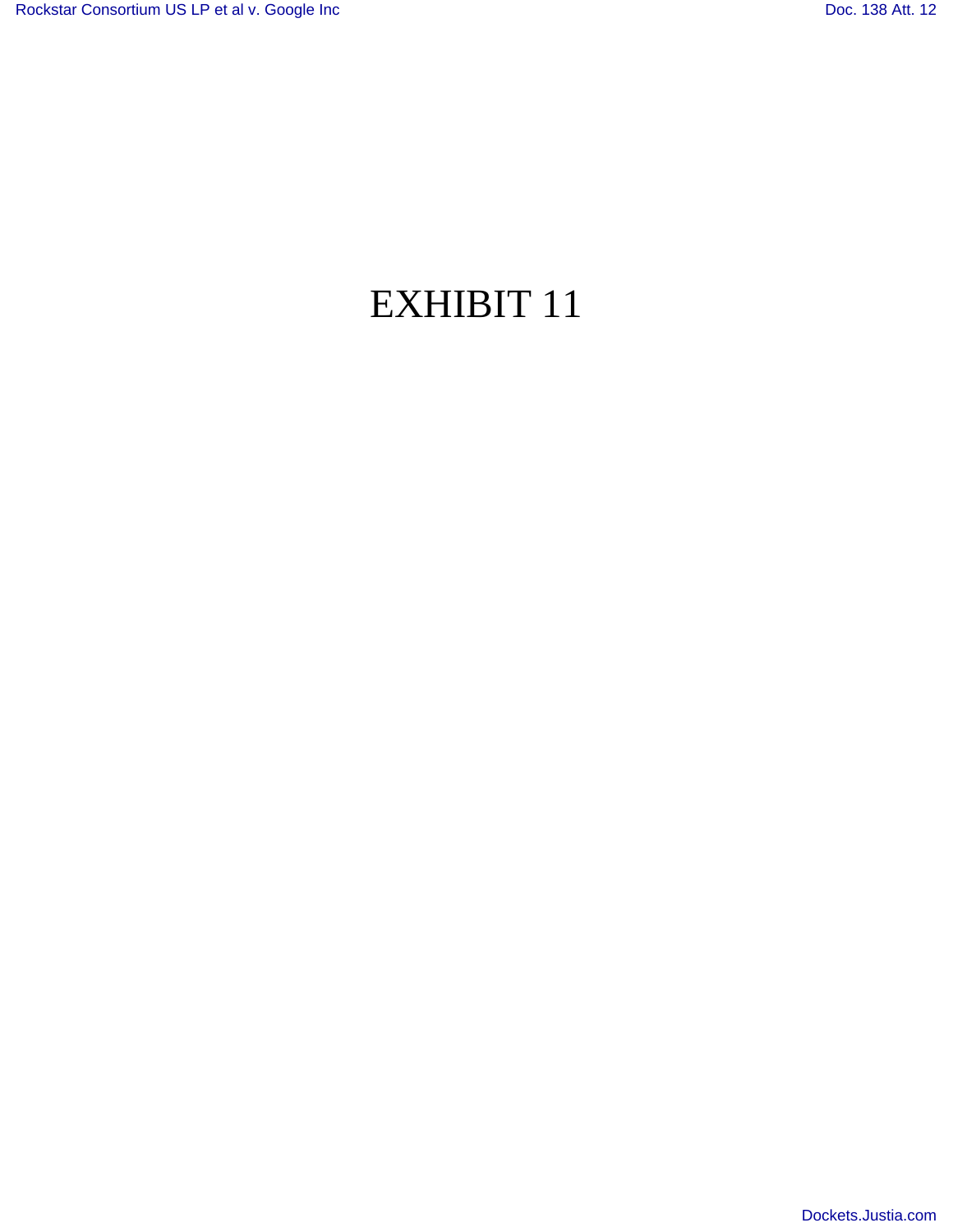# EXHIBIT 11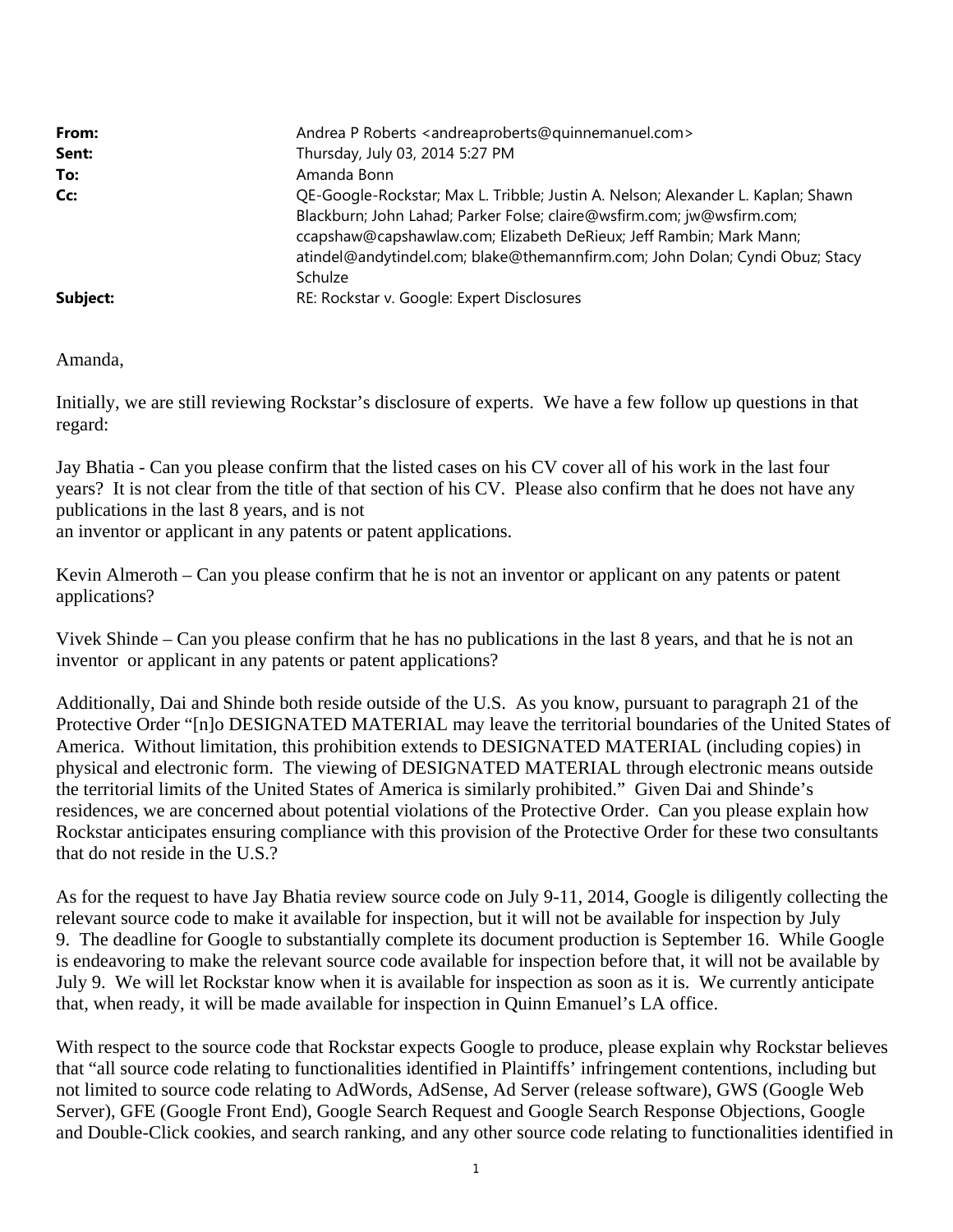| | |
|---|---|
| **From:** | Andrea P Roberts <andreaproberts@quinnemanuel.com> |
| **Sent:** | Thursday, July 03, 2014 5:27 PM |
| **To:** | Amanda Bonn |
| **Cc:** | QE-Google-Rockstar; Max L. Tribble; Justin A. Nelson; Alexander L. Kaplan; Shawn Blackburn; John Lahad; Parker Folse; claire@wsfirm.com; jw@wsfirm.com; ccapshaw@capshawlaw.com; Elizabeth DeRieux; Jeff Rambin; Mark Mann; atindel@andytindel.com; blake@themannfirm.com; John Dolan; Cyndi Obuz; Stacy Schulze |
| **Subject:** | RE: Rockstar v. Google: Expert Disclosures |

Amanda,

Initially, we are still reviewing Rockstar's disclosure of experts. We have a few follow up questions in that regard:

Jay Bhatia - Can you please confirm that the listed cases on his CV cover all of his work in the last four years? It is not clear from the title of that section of his CV. Please also confirm that he does not have any publications in the last 8 years, and is not
an inventor or applicant in any patents or patent applications.

Kevin Almeroth – Can you please confirm that he is not an inventor or applicant on any patents or patent applications?

Vivek Shinde – Can you please confirm that he has no publications in the last 8 years, and that he is not an inventor or applicant in any patents or patent applications?

Additionally, Dai and Shinde both reside outside of the U.S. As you know, pursuant to paragraph 21 of the Protective Order "[n]o DESIGNATED MATERIAL may leave the territorial boundaries of the United States of America. Without limitation, this prohibition extends to DESIGNATED MATERIAL (including copies) in physical and electronic form. The viewing of DESIGNATED MATERIAL through electronic means outside the territorial limits of the United States of America is similarly prohibited." Given Dai and Shinde's residences, we are concerned about potential violations of the Protective Order. Can you please explain how Rockstar anticipates ensuring compliance with this provision of the Protective Order for these two consultants that do not reside in the U.S.?

As for the request to have Jay Bhatia review source code on July 9-11, 2014, Google is diligently collecting the relevant source code to make it available for inspection, but it will not be available for inspection by July 9. The deadline for Google to substantially complete its document production is September 16. While Google is endeavoring to make the relevant source code available for inspection before that, it will not be available by July 9. We will let Rockstar know when it is available for inspection as soon as it is. We currently anticipate that, when ready, it will be made available for inspection in Quinn Emanuel's LA office.

With respect to the source code that Rockstar expects Google to produce, please explain why Rockstar believes that "all source code relating to functionalities identified in Plaintiffs' infringement contentions, including but not limited to source code relating to AdWords, AdSense, Ad Server (release software), GWS (Google Web Server), GFE (Google Front End), Google Search Request and Google Search Response Objections, Google and Double-Click cookies, and search ranking, and any other source code relating to functionalities identified in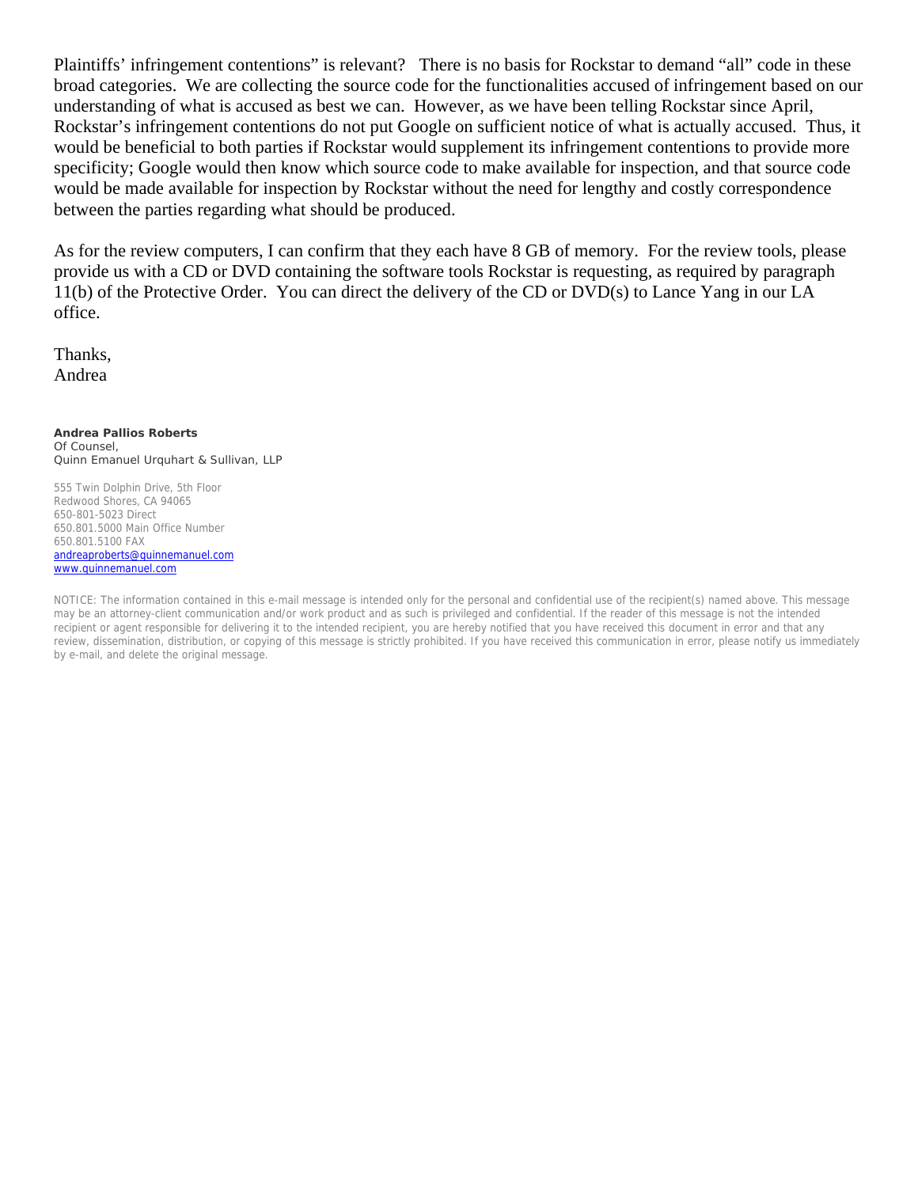Plaintiffs' infringement contentions" is relevant? There is no basis for Rockstar to demand "all" code in these broad categories. We are collecting the source code for the functionalities accused of infringement based on our understanding of what is accused as best we can. However, as we have been telling Rockstar since April, Rockstar's infringement contentions do not put Google on sufficient notice of what is actually accused. Thus, it would be beneficial to both parties if Rockstar would supplement its infringement contentions to provide more specificity; Google would then know which source code to make available for inspection, and that source code would be made available for inspection by Rockstar without the need for lengthy and costly correspondence between the parties regarding what should be produced.

As for the review computers, I can confirm that they each have 8 GB of memory. For the review tools, please provide us with a CD or DVD containing the software tools Rockstar is requesting, as required by paragraph 11(b) of the Protective Order. You can direct the delivery of the CD or DVD(s) to Lance Yang in our LA office.

Thanks,
Andrea

**Andrea Pallios Roberts**
Of Counsel,
Quinn Emanuel Urquhart & Sullivan, LLP

555 Twin Dolphin Drive, 5th Floor
Redwood Shores, CA 94065
650-801-5023 Direct
650.801.5000 Main Office Number
650.801.5100 FAX
andreaproberts@quinnemanuel.com
www.quinnemanuel.com

NOTICE: The information contained in this e-mail message is intended only for the personal and confidential use of the recipient(s) named above. This message may be an attorney-client communication and/or work product and as such is privileged and confidential. If the reader of this message is not the intended recipient or agent responsible for delivering it to the intended recipient, you are hereby notified that you have received this document in error and that any review, dissemination, distribution, or copying of this message is strictly prohibited. If you have received this communication in error, please notify us immediately by e-mail, and delete the original message.